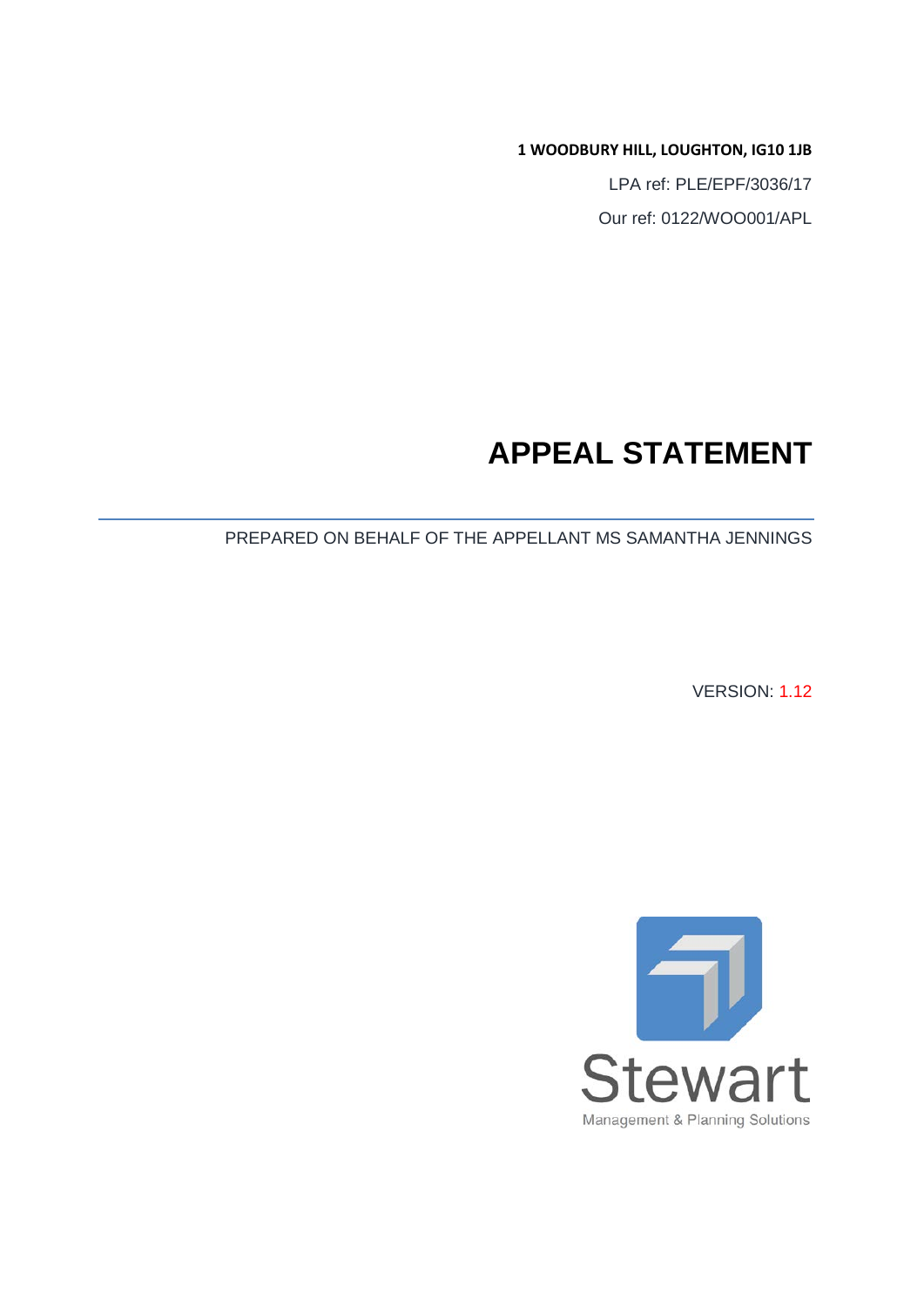**1 WOODBURY HILL, LOUGHTON, IG10 1JB**

LPA ref: PLE/EPF/3036/17

Our ref: 0122/WOO001/APL

# APPEAL STATEMENT

PREPARED ON BEHALF OF THE APPELLANT MS SAMANTHA JENNINGS

VERSION: 1.12

Stewart

Management & Planning Solutions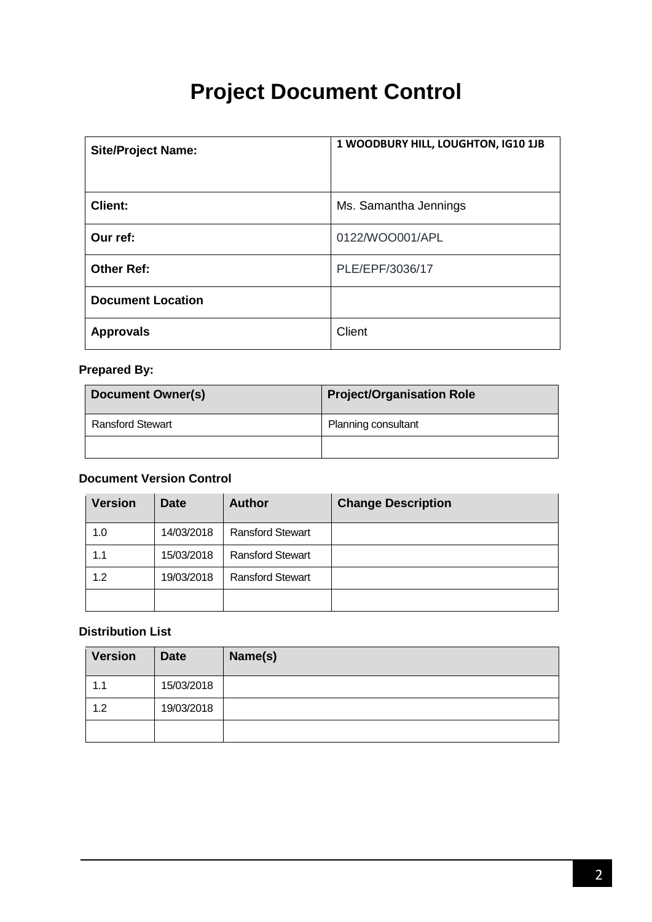# Project Document Control

| | |
|---|---|
| **Site/Project Name:** | **1 WOODBURY HILL, LOUGHTON, IG10 1JB** |
| **Client:** | Ms. Samantha Jennings |
| **Our ref:** | 0122/WOO001/APL |
| **Other Ref:** | PLE/EPF/3036/17 |
| **Document Location** | |
| **Approvals** | Client |

**Prepared By:**

| Document Owner(s) | Project/Organisation Role |
|---|---|
| Ransford Stewart | Planning consultant |
| | |

**Document Version Control**

| Version | Date | Author | Change Description |
|---|---|---|---|
| 1.0 | 14/03/2018 | Ransford Stewart | |
| 1.1 | 15/03/2018 | Ransford Stewart | |
| 1.2 | 19/03/2018 | Ransford Stewart | |
| | | | |

**Distribution List**

| Version | Date | Name(s) |
|---|---|---|
| 1.1 | 15/03/2018 | |
| 1.2 | 19/03/2018 | |
| | | |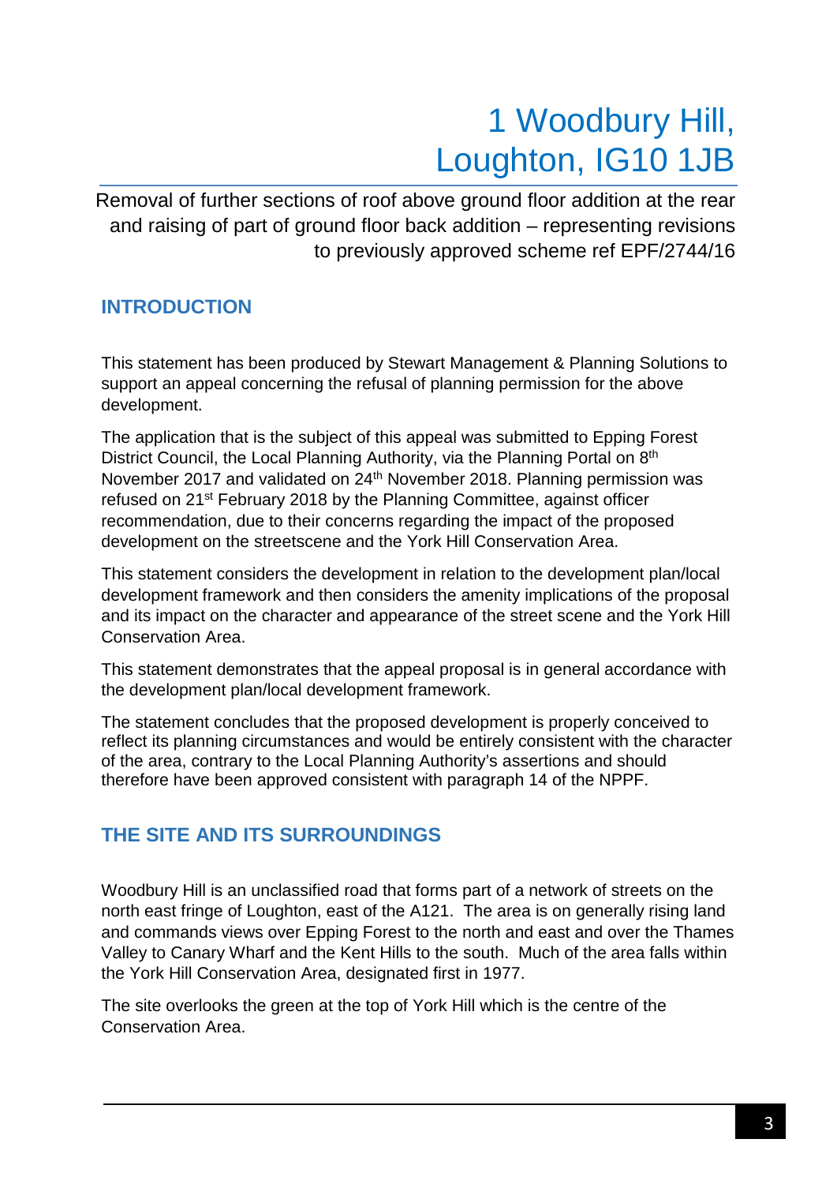# 1 Woodbury Hill, Loughton, IG10 1JB

Removal of further sections of roof above ground floor addition at the rear and raising of part of ground floor back addition – representing revisions to previously approved scheme ref EPF/2744/16

## INTRODUCTION

This statement has been produced by Stewart Management & Planning Solutions to support an appeal concerning the refusal of planning permission for the above development.

The application that is the subject of this appeal was submitted to Epping Forest District Council, the Local Planning Authority, via the Planning Portal on 8th November 2017 and validated on 24th November 2018. Planning permission was refused on 21st February 2018 by the Planning Committee, against officer recommendation, due to their concerns regarding the impact of the proposed development on the streetscene and the York Hill Conservation Area.

This statement considers the development in relation to the development plan/local development framework and then considers the amenity implications of the proposal and its impact on the character and appearance of the street scene and the York Hill Conservation Area.

This statement demonstrates that the appeal proposal is in general accordance with the development plan/local development framework.

The statement concludes that the proposed development is properly conceived to reflect its planning circumstances and would be entirely consistent with the character of the area, contrary to the Local Planning Authority's assertions and should therefore have been approved consistent with paragraph 14 of the NPPF.

## THE SITE AND ITS SURROUNDINGS

Woodbury Hill is an unclassified road that forms part of a network of streets on the north east fringe of Loughton, east of the A121. The area is on generally rising land and commands views over Epping Forest to the north and east and over the Thames Valley to Canary Wharf and the Kent Hills to the south. Much of the area falls within the York Hill Conservation Area, designated first in 1977.

The site overlooks the green at the top of York Hill which is the centre of the Conservation Area.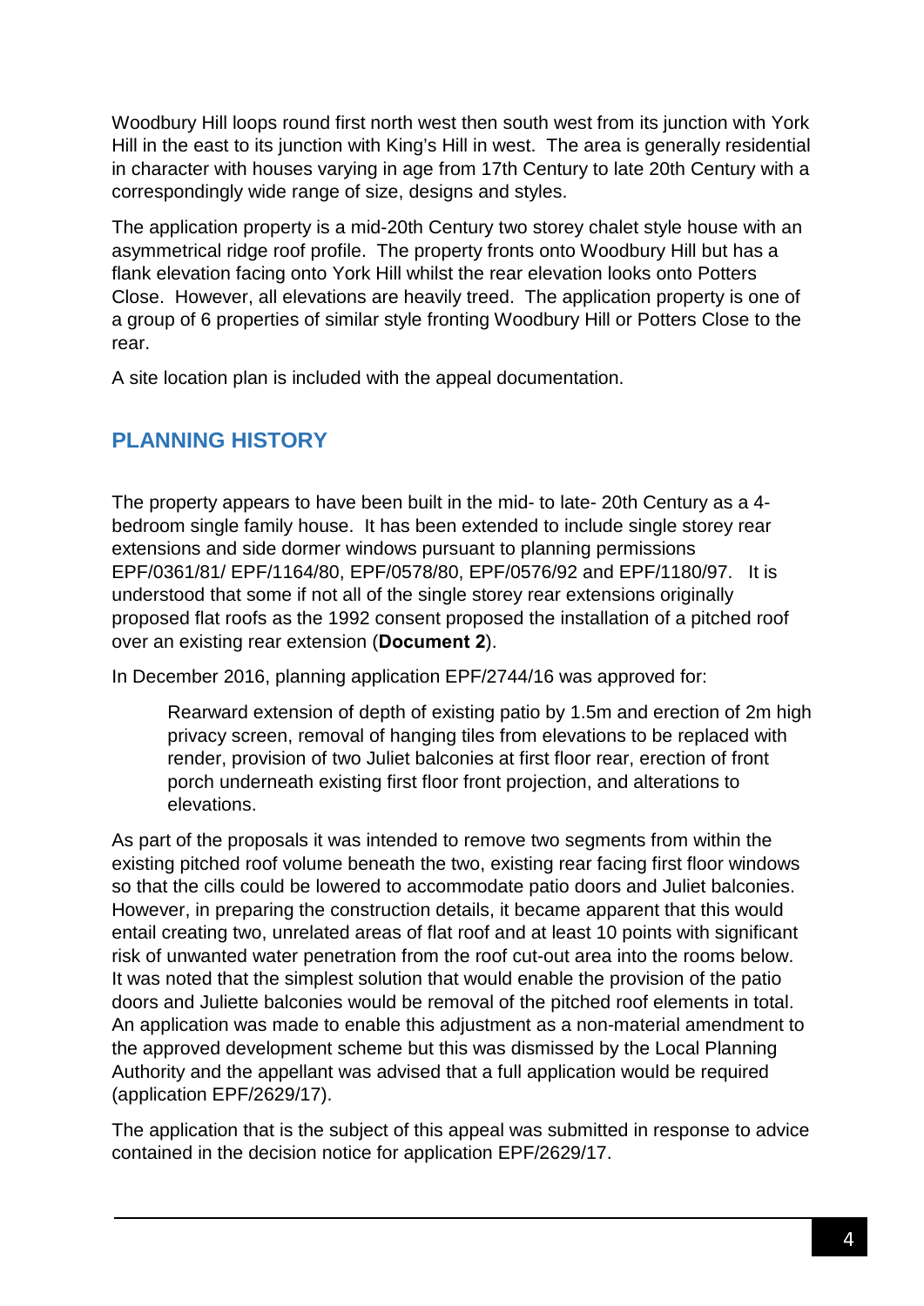Woodbury Hill loops round first north west then south west from its junction with York Hill in the east to its junction with King's Hill in west. The area is generally residential in character with houses varying in age from 17th Century to late 20th Century with a correspondingly wide range of size, designs and styles.

The application property is a mid-20th Century two storey chalet style house with an asymmetrical ridge roof profile. The property fronts onto Woodbury Hill but has a flank elevation facing onto York Hill whilst the rear elevation looks onto Potters Close. However, all elevations are heavily treed. The application property is one of a group of 6 properties of similar style fronting Woodbury Hill or Potters Close to the rear.

A site location plan is included with the appeal documentation.

## PLANNING HISTORY

The property appears to have been built in the mid- to late- 20th Century as a 4-bedroom single family house. It has been extended to include single storey rear extensions and side dormer windows pursuant to planning permissions EPF/0361/81/ EPF/1164/80, EPF/0578/80, EPF/0576/92 and EPF/1180/97. It is understood that some if not all of the single storey rear extensions originally proposed flat roofs as the 1992 consent proposed the installation of a pitched roof over an existing rear extension (**Document 2**).

In December 2016, planning application EPF/2744/16 was approved for:

> Rearward extension of depth of existing patio by 1.5m and erection of 2m high privacy screen, removal of hanging tiles from elevations to be replaced with render, provision of two Juliet balconies at first floor rear, erection of front porch underneath existing first floor front projection, and alterations to elevations.

As part of the proposals it was intended to remove two segments from within the existing pitched roof volume beneath the two, existing rear facing first floor windows so that the cills could be lowered to accommodate patio doors and Juliet balconies. However, in preparing the construction details, it became apparent that this would entail creating two, unrelated areas of flat roof and at least 10 points with significant risk of unwanted water penetration from the roof cut-out area into the rooms below. It was noted that the simplest solution that would enable the provision of the patio doors and Juliette balconies would be removal of the pitched roof elements in total. An application was made to enable this adjustment as a non-material amendment to the approved development scheme but this was dismissed by the Local Planning Authority and the appellant was advised that a full application would be required (application EPF/2629/17).

The application that is the subject of this appeal was submitted in response to advice contained in the decision notice for application EPF/2629/17.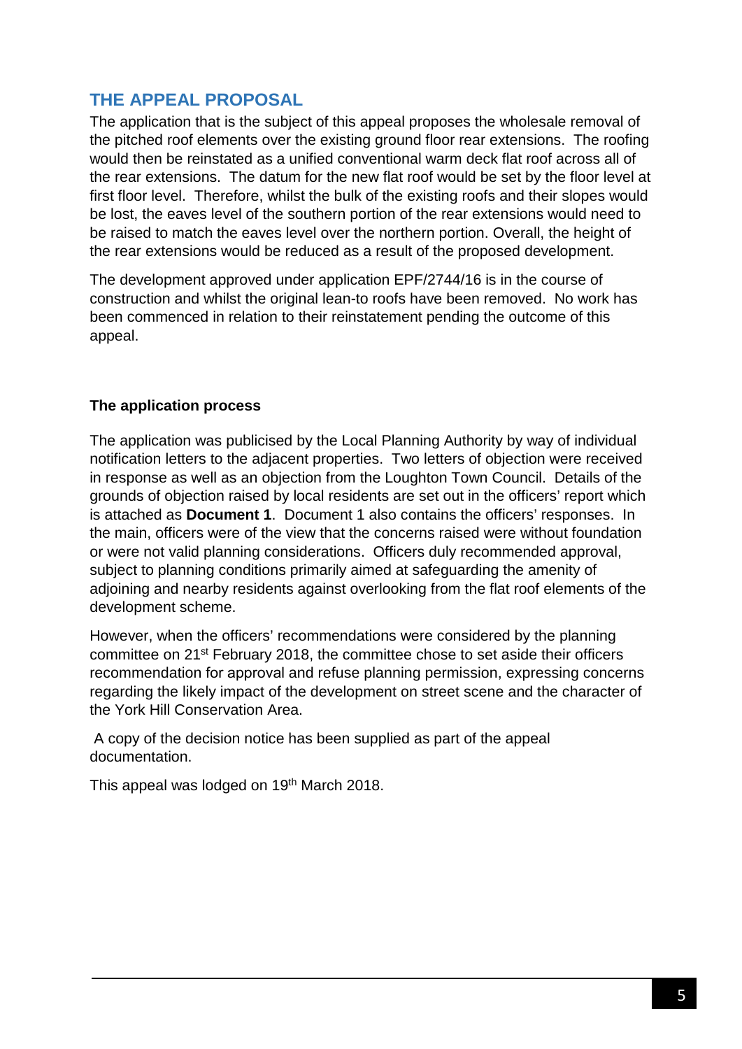## THE APPEAL PROPOSAL

The application that is the subject of this appeal proposes the wholesale removal of the pitched roof elements over the existing ground floor rear extensions. The roofing would then be reinstated as a unified conventional warm deck flat roof across all of the rear extensions. The datum for the new flat roof would be set by the floor level at first floor level. Therefore, whilst the bulk of the existing roofs and their slopes would be lost, the eaves level of the southern portion of the rear extensions would need to be raised to match the eaves level over the northern portion. Overall, the height of the rear extensions would be reduced as a result of the proposed development.

The development approved under application EPF/2744/16 is in the course of construction and whilst the original lean-to roofs have been removed. No work has been commenced in relation to their reinstatement pending the outcome of this appeal.

**The application process**

The application was publicised by the Local Planning Authority by way of individual notification letters to the adjacent properties. Two letters of objection were received in response as well as an objection from the Loughton Town Council. Details of the grounds of objection raised by local residents are set out in the officers' report which is attached as **Document 1**. Document 1 also contains the officers' responses. In the main, officers were of the view that the concerns raised were without foundation or were not valid planning considerations. Officers duly recommended approval, subject to planning conditions primarily aimed at safeguarding the amenity of adjoining and nearby residents against overlooking from the flat roof elements of the development scheme.

However, when the officers' recommendations were considered by the planning committee on 21st February 2018, the committee chose to set aside their officers recommendation for approval and refuse planning permission, expressing concerns regarding the likely impact of the development on street scene and the character of the York Hill Conservation Area.

A copy of the decision notice has been supplied as part of the appeal documentation.

This appeal was lodged on 19th March 2018.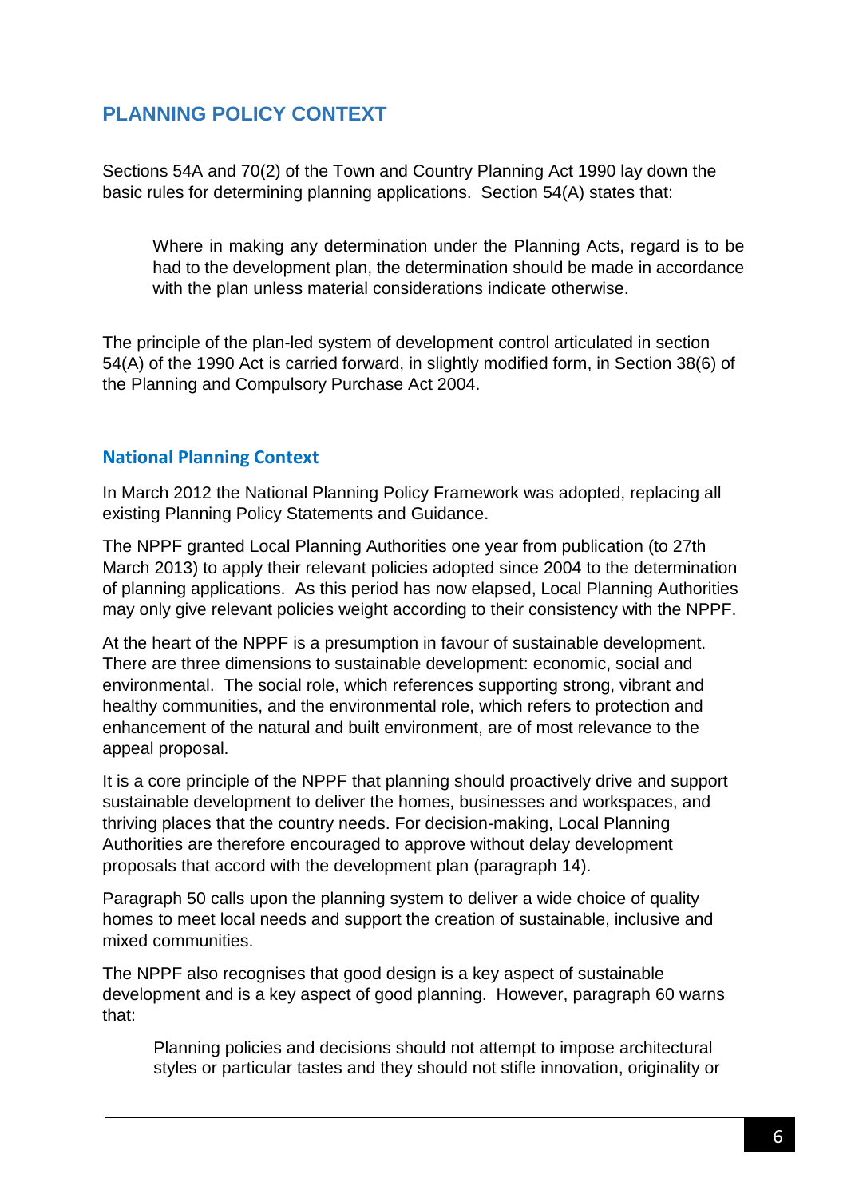## PLANNING POLICY CONTEXT

Sections 54A and 70(2) of the Town and Country Planning Act 1990 lay down the basic rules for determining planning applications. Section 54(A) states that:

> Where in making any determination under the Planning Acts, regard is to be had to the development plan, the determination should be made in accordance with the plan unless material considerations indicate otherwise.

The principle of the plan-led system of development control articulated in section 54(A) of the 1990 Act is carried forward, in slightly modified form, in Section 38(6) of the Planning and Compulsory Purchase Act 2004.

### National Planning Context

In March 2012 the National Planning Policy Framework was adopted, replacing all existing Planning Policy Statements and Guidance.

The NPPF granted Local Planning Authorities one year from publication (to 27th March 2013) to apply their relevant policies adopted since 2004 to the determination of planning applications. As this period has now elapsed, Local Planning Authorities may only give relevant policies weight according to their consistency with the NPPF.

At the heart of the NPPF is a presumption in favour of sustainable development. There are three dimensions to sustainable development: economic, social and environmental. The social role, which references supporting strong, vibrant and healthy communities, and the environmental role, which refers to protection and enhancement of the natural and built environment, are of most relevance to the appeal proposal.

It is a core principle of the NPPF that planning should proactively drive and support sustainable development to deliver the homes, businesses and workspaces, and thriving places that the country needs. For decision-making, Local Planning Authorities are therefore encouraged to approve without delay development proposals that accord with the development plan (paragraph 14).

Paragraph 50 calls upon the planning system to deliver a wide choice of quality homes to meet local needs and support the creation of sustainable, inclusive and mixed communities.

The NPPF also recognises that good design is a key aspect of sustainable development and is a key aspect of good planning. However, paragraph 60 warns that:

> Planning policies and decisions should not attempt to impose architectural styles or particular tastes and they should not stifle innovation, originality or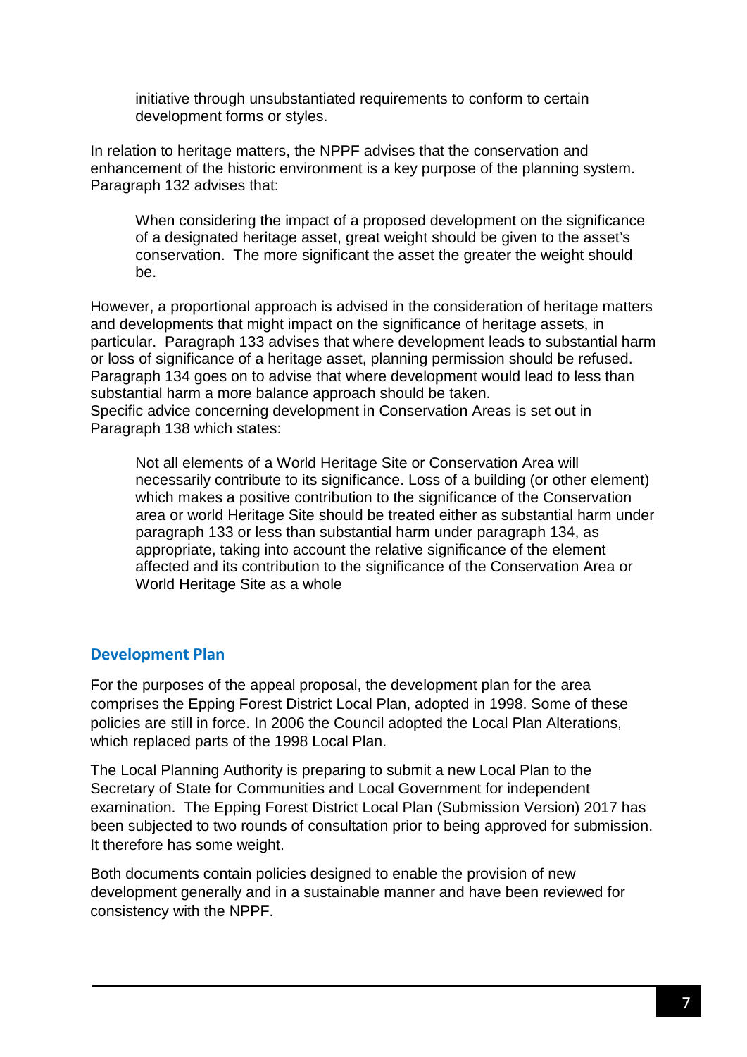> initiative through unsubstantiated requirements to conform to certain development forms or styles.

In relation to heritage matters, the NPPF advises that the conservation and enhancement of the historic environment is a key purpose of the planning system. Paragraph 132 advises that:

> When considering the impact of a proposed development on the significance of a designated heritage asset, great weight should be given to the asset's conservation. The more significant the asset the greater the weight should be.

However, a proportional approach is advised in the consideration of heritage matters and developments that might impact on the significance of heritage assets, in particular. Paragraph 133 advises that where development leads to substantial harm or loss of significance of a heritage asset, planning permission should be refused. Paragraph 134 goes on to advise that where development would lead to less than substantial harm a more balance approach should be taken.
Specific advice concerning development in Conservation Areas is set out in Paragraph 138 which states:

> Not all elements of a World Heritage Site or Conservation Area will necessarily contribute to its significance. Loss of a building (or other element) which makes a positive contribution to the significance of the Conservation area or world Heritage Site should be treated either as substantial harm under paragraph 133 or less than substantial harm under paragraph 134, as appropriate, taking into account the relative significance of the element affected and its contribution to the significance of the Conservation Area or World Heritage Site as a whole

## Development Plan

For the purposes of the appeal proposal, the development plan for the area comprises the Epping Forest District Local Plan, adopted in 1998. Some of these policies are still in force. In 2006 the Council adopted the Local Plan Alterations, which replaced parts of the 1998 Local Plan.

The Local Planning Authority is preparing to submit a new Local Plan to the Secretary of State for Communities and Local Government for independent examination. The Epping Forest District Local Plan (Submission Version) 2017 has been subjected to two rounds of consultation prior to being approved for submission. It therefore has some weight.

Both documents contain policies designed to enable the provision of new development generally and in a sustainable manner and have been reviewed for consistency with the NPPF.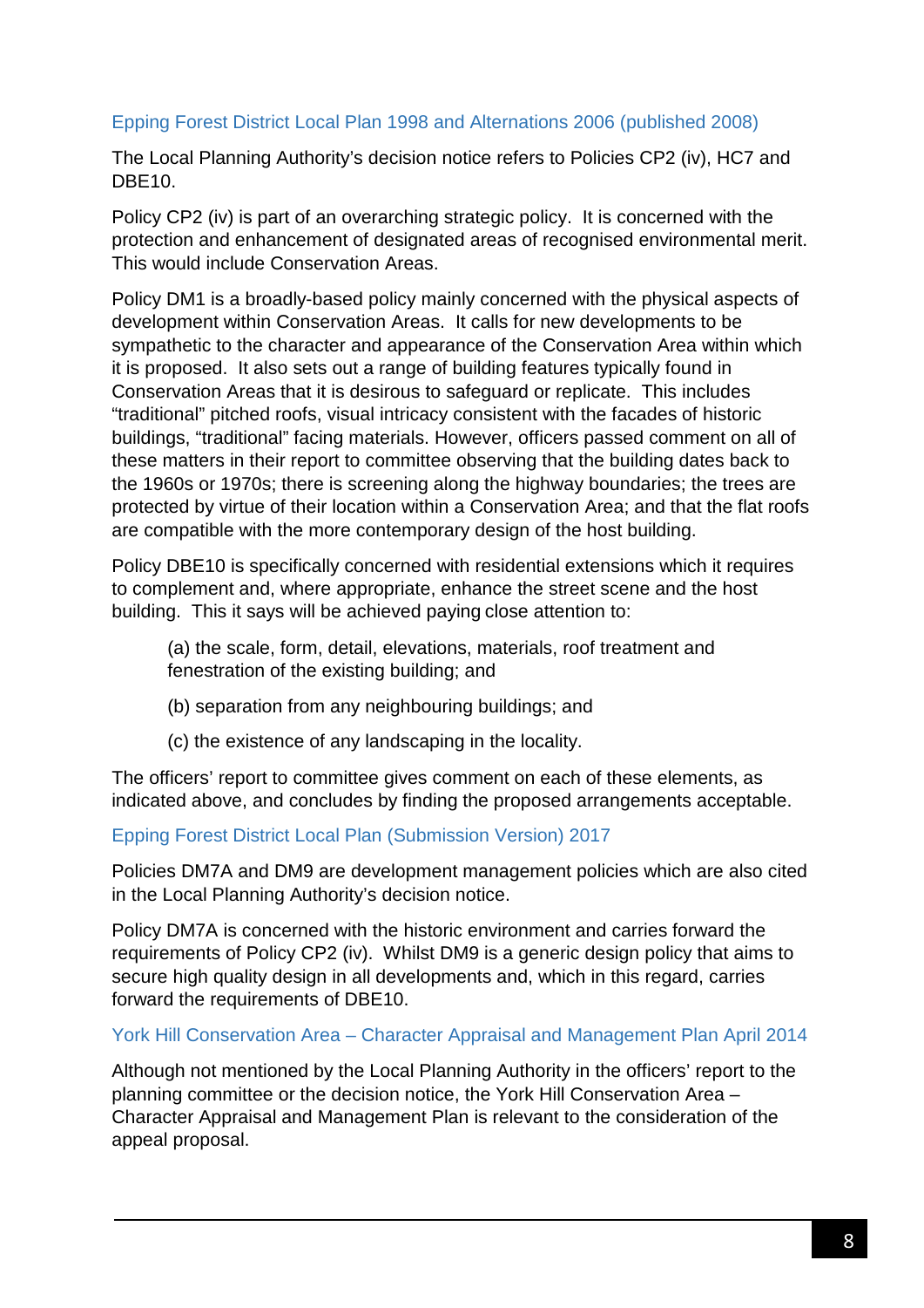### Epping Forest District Local Plan 1998 and Alternations 2006 (published 2008)

The Local Planning Authority's decision notice refers to Policies CP2 (iv), HC7 and DBE10.

Policy CP2 (iv) is part of an overarching strategic policy. It is concerned with the protection and enhancement of designated areas of recognised environmental merit. This would include Conservation Areas.

Policy DM1 is a broadly-based policy mainly concerned with the physical aspects of development within Conservation Areas. It calls for new developments to be sympathetic to the character and appearance of the Conservation Area within which it is proposed. It also sets out a range of building features typically found in Conservation Areas that it is desirous to safeguard or replicate. This includes "traditional" pitched roofs, visual intricacy consistent with the facades of historic buildings, "traditional" facing materials. However, officers passed comment on all of these matters in their report to committee observing that the building dates back to the 1960s or 1970s; there is screening along the highway boundaries; the trees are protected by virtue of their location within a Conservation Area; and that the flat roofs are compatible with the more contemporary design of the host building.

Policy DBE10 is specifically concerned with residential extensions which it requires to complement and, where appropriate, enhance the street scene and the host building. This it says will be achieved paying close attention to:

> (a) the scale, form, detail, elevations, materials, roof treatment and fenestration of the existing building; and
>
> (b) separation from any neighbouring buildings; and
>
> (c) the existence of any landscaping in the locality.

The officers' report to committee gives comment on each of these elements, as indicated above, and concludes by finding the proposed arrangements acceptable.

### Epping Forest District Local Plan (Submission Version) 2017

Policies DM7A and DM9 are development management policies which are also cited in the Local Planning Authority's decision notice.

Policy DM7A is concerned with the historic environment and carries forward the requirements of Policy CP2 (iv). Whilst DM9 is a generic design policy that aims to secure high quality design in all developments and, which in this regard, carries forward the requirements of DBE10.

### York Hill Conservation Area – Character Appraisal and Management Plan April 2014

Although not mentioned by the Local Planning Authority in the officers' report to the planning committee or the decision notice, the York Hill Conservation Area – Character Appraisal and Management Plan is relevant to the consideration of the appeal proposal.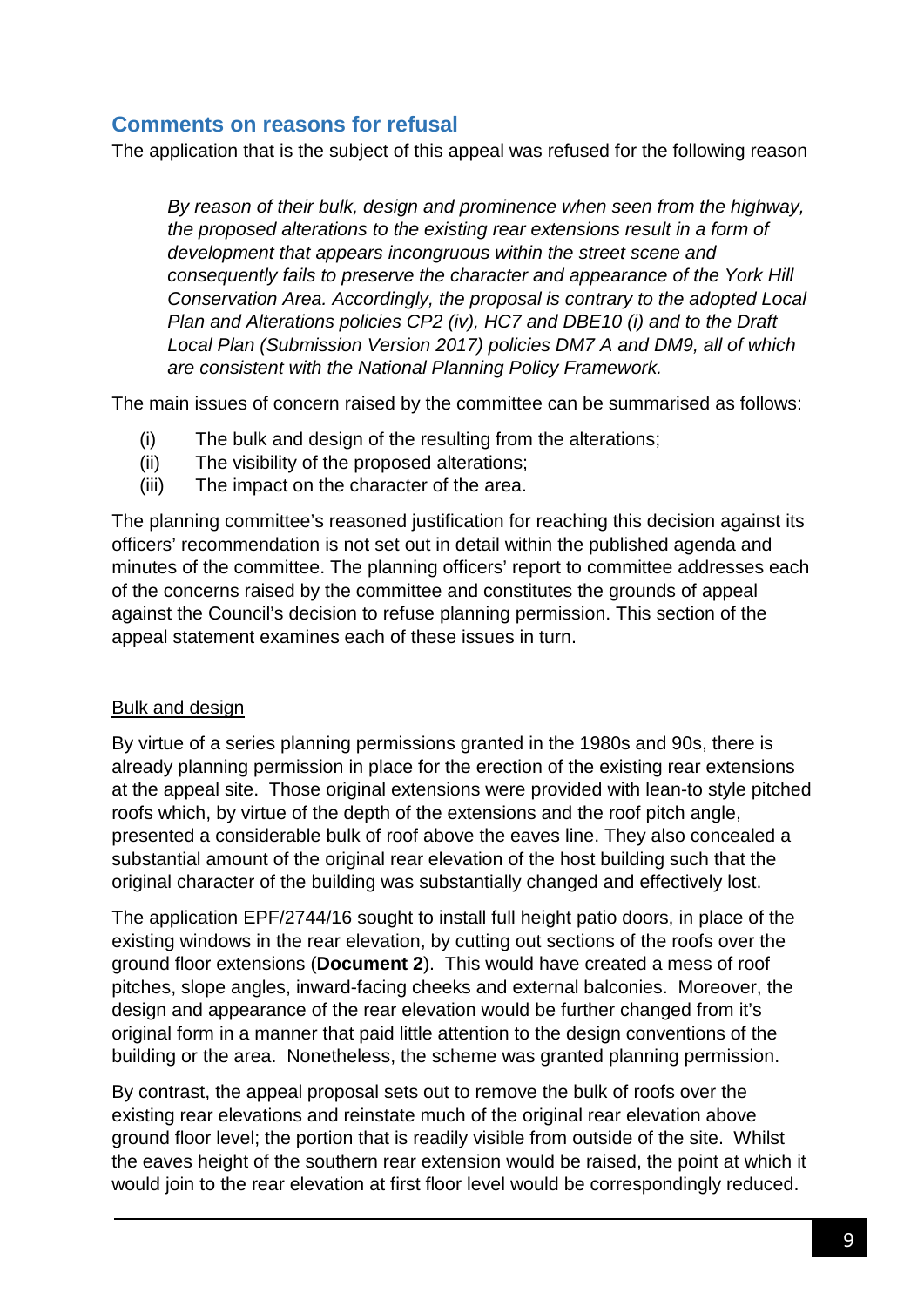## Comments on reasons for refusal

The application that is the subject of this appeal was refused for the following reason

> *By reason of their bulk, design and prominence when seen from the highway, the proposed alterations to the existing rear extensions result in a form of development that appears incongruous within the street scene and consequently fails to preserve the character and appearance of the York Hill Conservation Area. Accordingly, the proposal is contrary to the adopted Local Plan and Alterations policies CP2 (iv), HC7 and DBE10 (i) and to the Draft Local Plan (Submission Version 2017) policies DM7 A and DM9, all of which are consistent with the National Planning Policy Framework.*

The main issues of concern raised by the committee can be summarised as follows:

- (i) The bulk and design of the resulting from the alterations;
- (ii) The visibility of the proposed alterations;
- (iii) The impact on the character of the area.

The planning committee's reasoned justification for reaching this decision against its officers' recommendation is not set out in detail within the published agenda and minutes of the committee. The planning officers' report to committee addresses each of the concerns raised by the committee and constitutes the grounds of appeal against the Council's decision to refuse planning permission. This section of the appeal statement examines each of these issues in turn.

<u>Bulk and design</u>

By virtue of a series planning permissions granted in the 1980s and 90s, there is already planning permission in place for the erection of the existing rear extensions at the appeal site. Those original extensions were provided with lean-to style pitched roofs which, by virtue of the depth of the extensions and the roof pitch angle, presented a considerable bulk of roof above the eaves line. They also concealed a substantial amount of the original rear elevation of the host building such that the original character of the building was substantially changed and effectively lost.

The application EPF/2744/16 sought to install full height patio doors, in place of the existing windows in the rear elevation, by cutting out sections of the roofs over the ground floor extensions (**Document 2**). This would have created a mess of roof pitches, slope angles, inward-facing cheeks and external balconies. Moreover, the design and appearance of the rear elevation would be further changed from it's original form in a manner that paid little attention to the design conventions of the building or the area. Nonetheless, the scheme was granted planning permission.

By contrast, the appeal proposal sets out to remove the bulk of roofs over the existing rear elevations and reinstate much of the original rear elevation above ground floor level; the portion that is readily visible from outside of the site. Whilst the eaves height of the southern rear extension would be raised, the point at which it would join to the rear elevation at first floor level would be correspondingly reduced.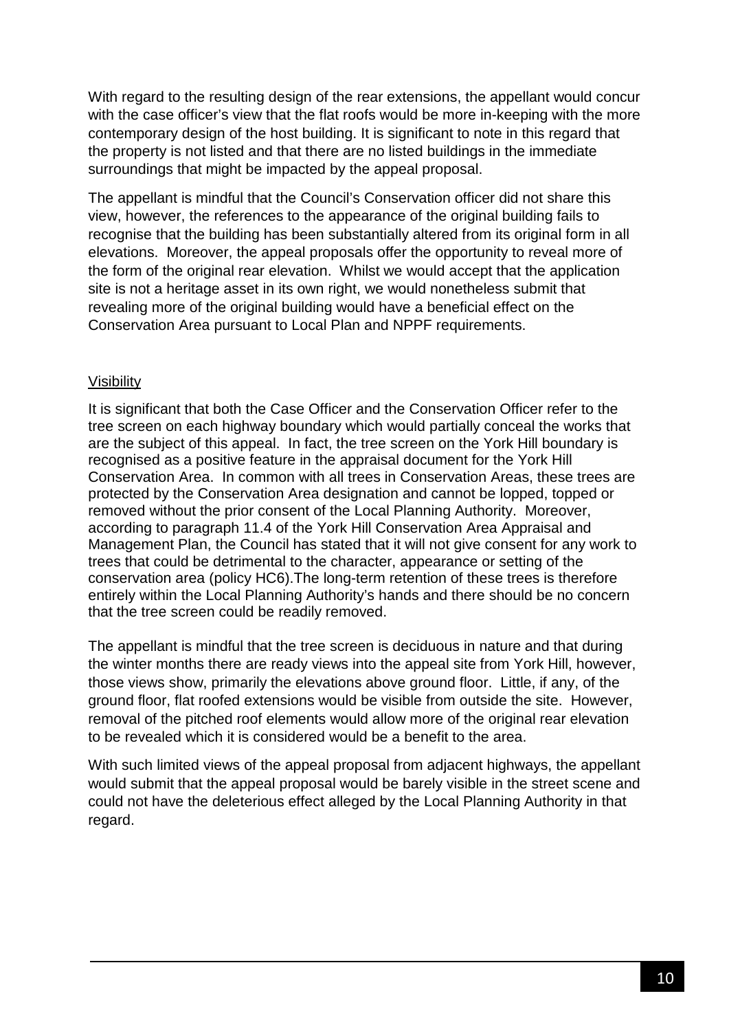With regard to the resulting design of the rear extensions, the appellant would concur with the case officer's view that the flat roofs would be more in-keeping with the more contemporary design of the host building. It is significant to note in this regard that the property is not listed and that there are no listed buildings in the immediate surroundings that might be impacted by the appeal proposal.

The appellant is mindful that the Council's Conservation officer did not share this view, however, the references to the appearance of the original building fails to recognise that the building has been substantially altered from its original form in all elevations. Moreover, the appeal proposals offer the opportunity to reveal more of the form of the original rear elevation. Whilst we would accept that the application site is not a heritage asset in its own right, we would nonetheless submit that revealing more of the original building would have a beneficial effect on the Conservation Area pursuant to Local Plan and NPPF requirements.

<u>Visibility</u>

It is significant that both the Case Officer and the Conservation Officer refer to the tree screen on each highway boundary which would partially conceal the works that are the subject of this appeal. In fact, the tree screen on the York Hill boundary is recognised as a positive feature in the appraisal document for the York Hill Conservation Area. In common with all trees in Conservation Areas, these trees are protected by the Conservation Area designation and cannot be lopped, topped or removed without the prior consent of the Local Planning Authority. Moreover, according to paragraph 11.4 of the York Hill Conservation Area Appraisal and Management Plan, the Council has stated that it will not give consent for any work to trees that could be detrimental to the character, appearance or setting of the conservation area (policy HC6).The long-term retention of these trees is therefore entirely within the Local Planning Authority's hands and there should be no concern that the tree screen could be readily removed.

The appellant is mindful that the tree screen is deciduous in nature and that during the winter months there are ready views into the appeal site from York Hill, however, those views show, primarily the elevations above ground floor. Little, if any, of the ground floor, flat roofed extensions would be visible from outside the site. However, removal of the pitched roof elements would allow more of the original rear elevation to be revealed which it is considered would be a benefit to the area.

With such limited views of the appeal proposal from adjacent highways, the appellant would submit that the appeal proposal would be barely visible in the street scene and could not have the deleterious effect alleged by the Local Planning Authority in that regard.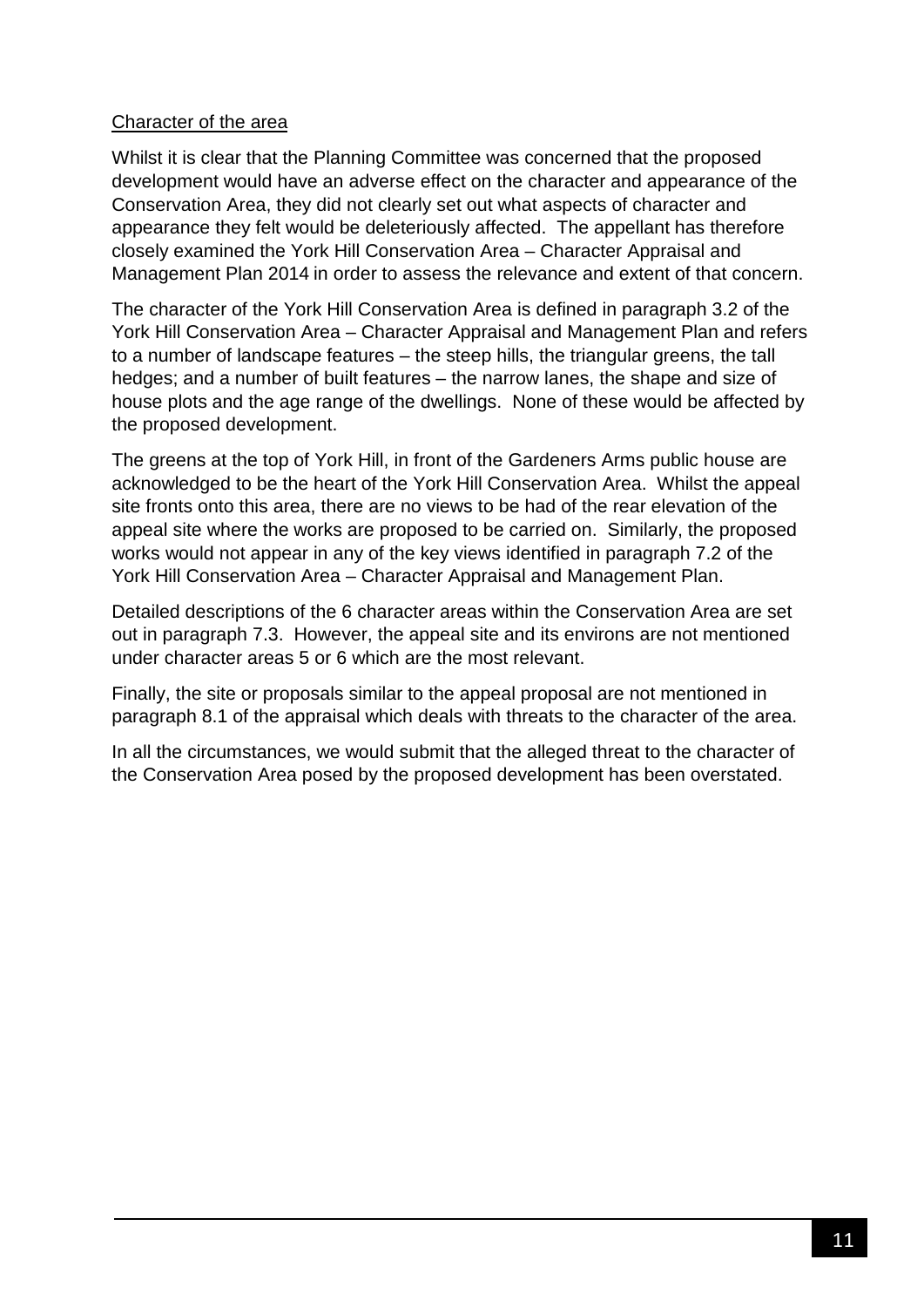## Character of the area

Whilst it is clear that the Planning Committee was concerned that the proposed development would have an adverse effect on the character and appearance of the Conservation Area, they did not clearly set out what aspects of character and appearance they felt would be deleteriously affected. The appellant has therefore closely examined the York Hill Conservation Area – Character Appraisal and Management Plan 2014 in order to assess the relevance and extent of that concern.

The character of the York Hill Conservation Area is defined in paragraph 3.2 of the York Hill Conservation Area – Character Appraisal and Management Plan and refers to a number of landscape features – the steep hills, the triangular greens, the tall hedges; and a number of built features – the narrow lanes, the shape and size of house plots and the age range of the dwellings. None of these would be affected by the proposed development.

The greens at the top of York Hill, in front of the Gardeners Arms public house are acknowledged to be the heart of the York Hill Conservation Area. Whilst the appeal site fronts onto this area, there are no views to be had of the rear elevation of the appeal site where the works are proposed to be carried on. Similarly, the proposed works would not appear in any of the key views identified in paragraph 7.2 of the York Hill Conservation Area – Character Appraisal and Management Plan.

Detailed descriptions of the 6 character areas within the Conservation Area are set out in paragraph 7.3. However, the appeal site and its environs are not mentioned under character areas 5 or 6 which are the most relevant.

Finally, the site or proposals similar to the appeal proposal are not mentioned in paragraph 8.1 of the appraisal which deals with threats to the character of the area.

In all the circumstances, we would submit that the alleged threat to the character of the Conservation Area posed by the proposed development has been overstated.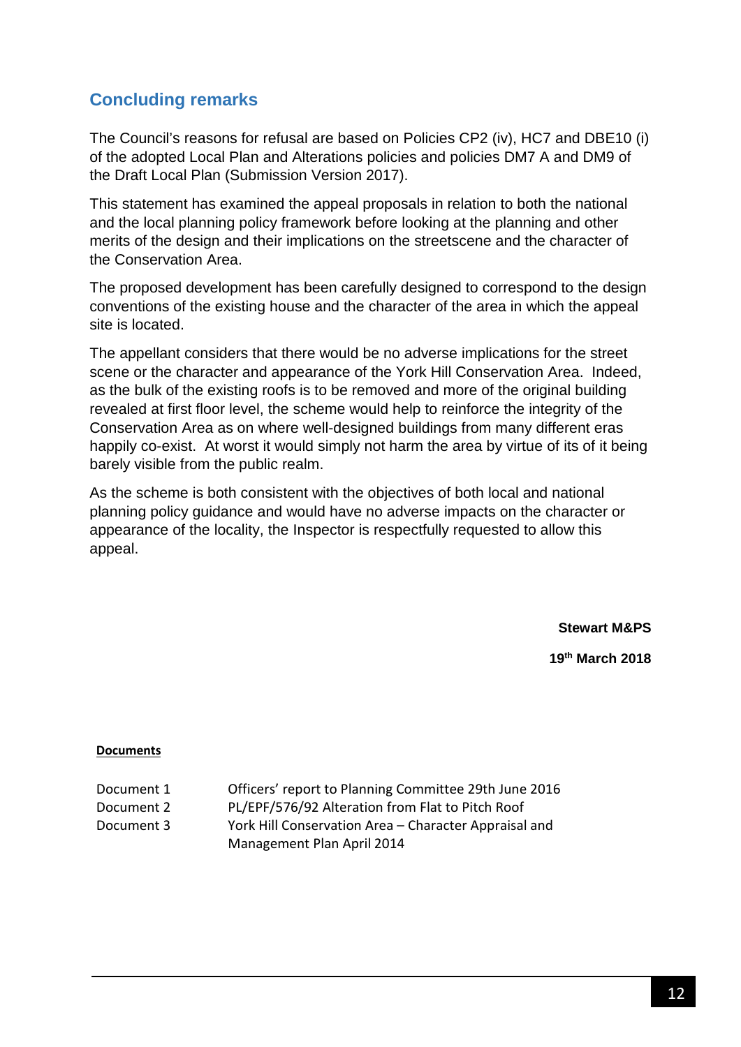## Concluding remarks

The Council's reasons for refusal are based on Policies CP2 (iv), HC7 and DBE10 (i) of the adopted Local Plan and Alterations policies and policies DM7 A and DM9 of the Draft Local Plan (Submission Version 2017).

This statement has examined the appeal proposals in relation to both the national and the local planning policy framework before looking at the planning and other merits of the design and their implications on the streetscene and the character of the Conservation Area.

The proposed development has been carefully designed to correspond to the design conventions of the existing house and the character of the area in which the appeal site is located.

The appellant considers that there would be no adverse implications for the street scene or the character and appearance of the York Hill Conservation Area. Indeed, as the bulk of the existing roofs is to be removed and more of the original building revealed at first floor level, the scheme would help to reinforce the integrity of the Conservation Area as on where well-designed buildings from many different eras happily co-exist. At worst it would simply not harm the area by virtue of its of it being barely visible from the public realm.

As the scheme is both consistent with the objectives of both local and national planning policy guidance and would have no adverse impacts on the character or appearance of the locality, the Inspector is respectfully requested to allow this appeal.

**Stewart M&PS**

**19th March 2018**

**Documents**

| | |
|---|---|
| Document 1 | Officers' report to Planning Committee 29th June 2016 |
| Document 2 | PL/EPF/576/92 Alteration from Flat to Pitch Roof |
| Document 3 | York Hill Conservation Area – Character Appraisal and Management Plan April 2014 |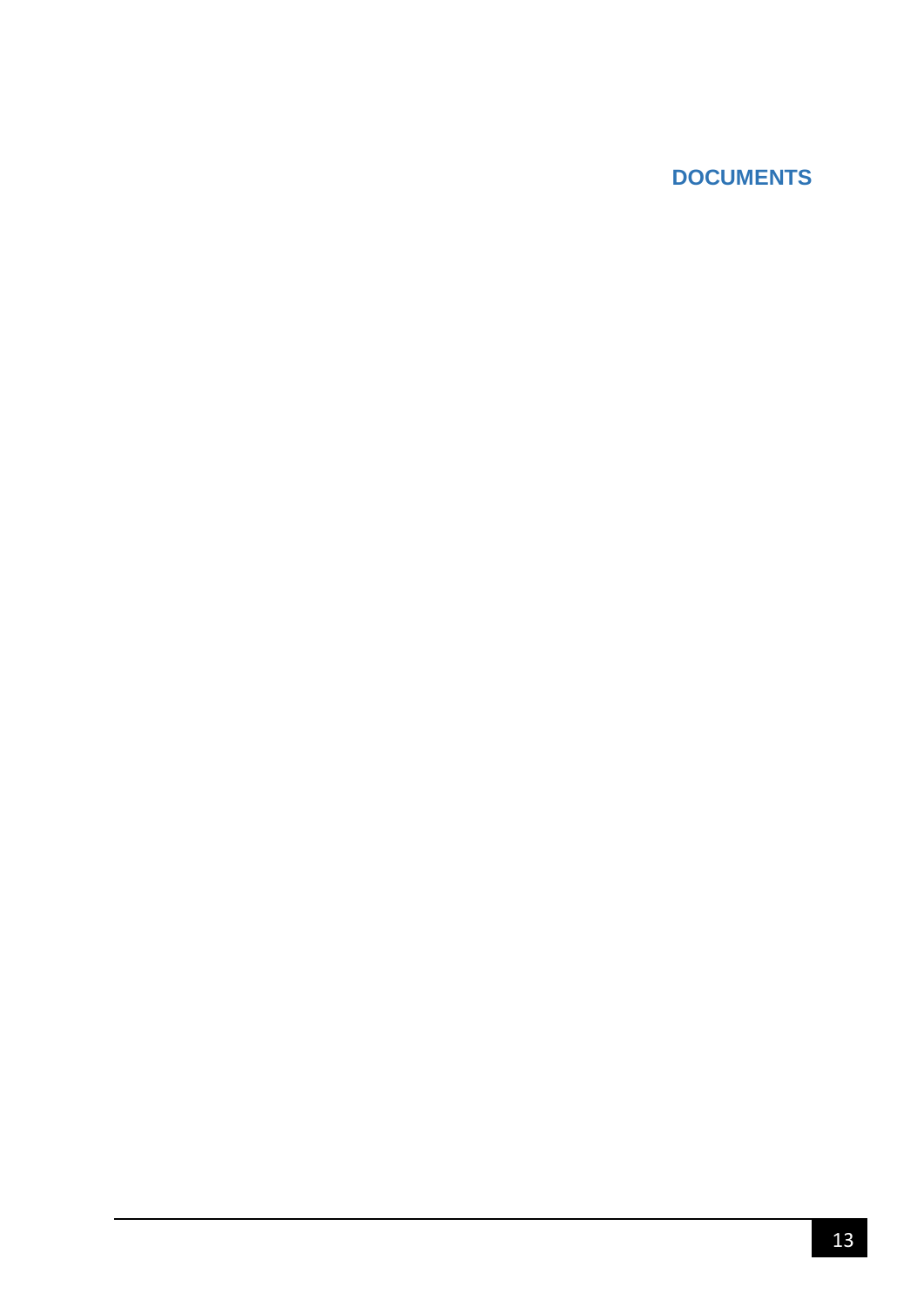# DOCUMENTS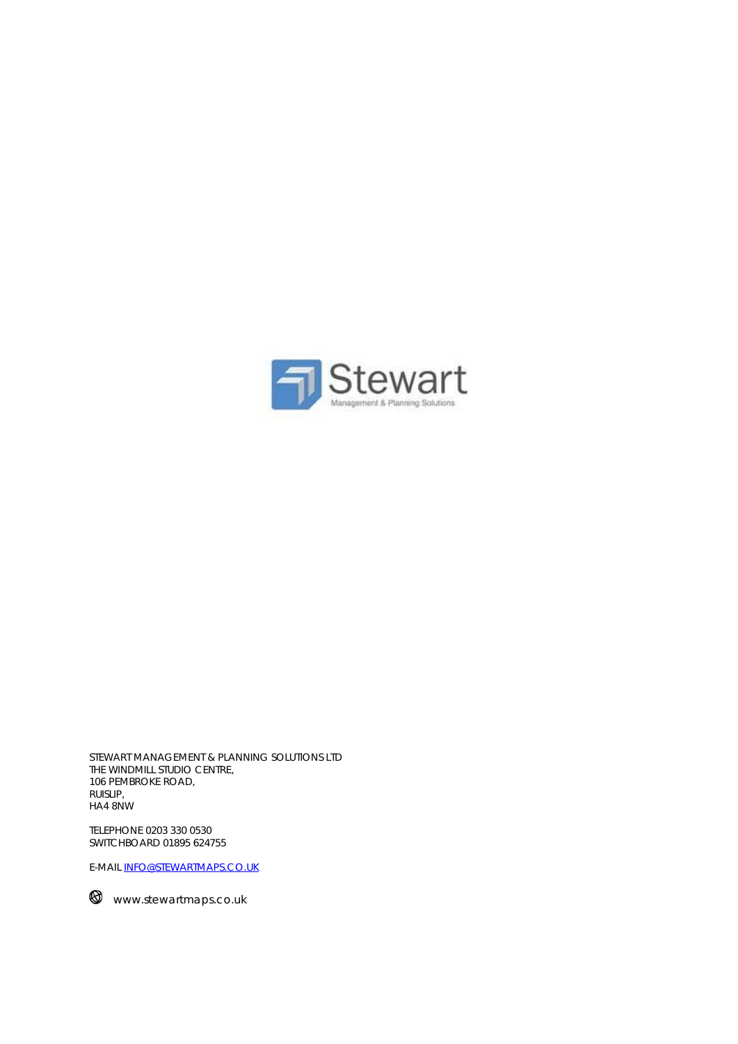Stewart

Management & Planning Solutions

STEWART MANAGEMENT & PLANNING SOLUTIONS LTD
THE WINDMILL STUDIO CENTRE,
106 PEMBROKE ROAD,
RUISLIP,
HA4 8NW

TELEPHONE 0203 330 0530
SWITCHBOARD 01895 624755

E-MAIL INFO@STEWARTMAPS.CO.UK

www.stewartmaps.co.uk